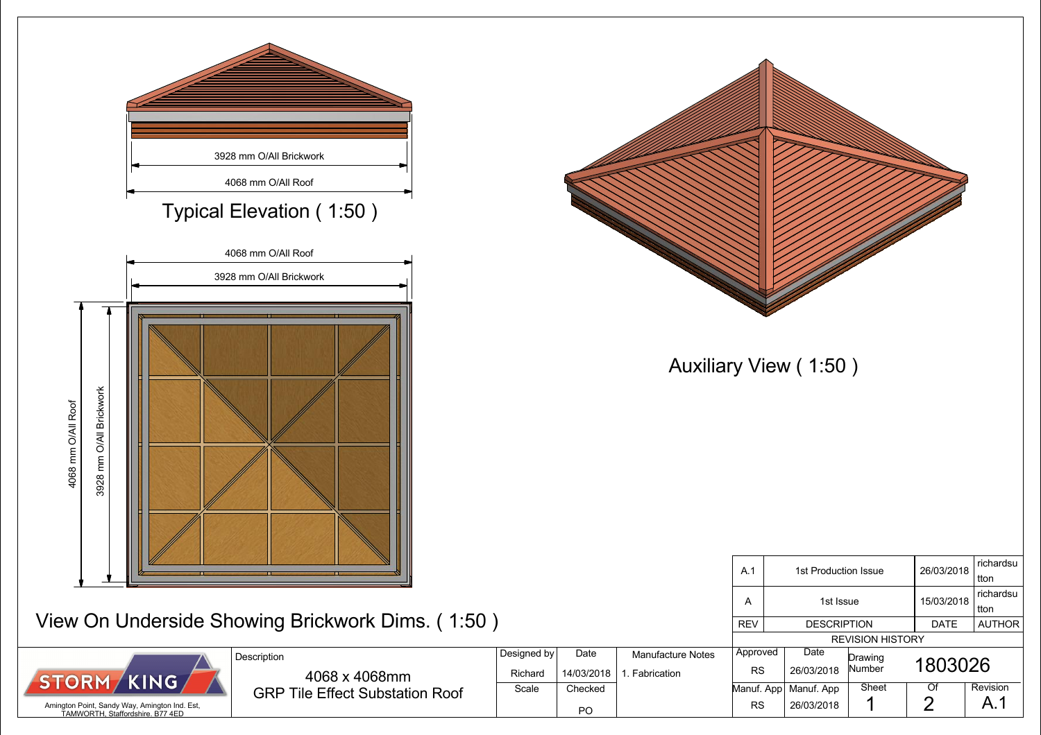3928 mm O/All Brickwork

4068 mm O/All Roof

## Typical Elevation ( 1:50 )

4068 mm O/All Roof

3928 mm O/All Brickwork

4068 mm O/All Roof

3928 mm O/All Brickwork

## View On Underside Showing Brickwork Dims. ( 1:50 )

## Auxiliary View ( 1:50 )

| REV | DESCRIPTION | DATE | AUTHOR |
|---|---|---|---|
| A.1 | 1st Production Issue | 26/03/2018 | richardsutton |
| A | 1st Issue | 15/03/2018 | richardsutton |

REVISION HISTORY

STORM KING

Amington Point, Sandy Way, Amington Ind. Est, TAMWORTH, Staffordshire. B77 4ED

| Description | Designed by | Date | Manufacture Notes | Approved | Date | Drawing Number | | |
|---|---|---|---|---|---|---|---|---|
| 4068 x 4068mm GRP Tile Effect Substation Roof | Richard | 14/03/2018 | 1. Fabrication | RS | 26/03/2018 | 1803026 | | |
| | Scale | Checked | | Manuf. App | Manuf. App | Sheet | Of | Revision |
| | | PO | | RS | 26/03/2018 | 1 | 2 | A.1 |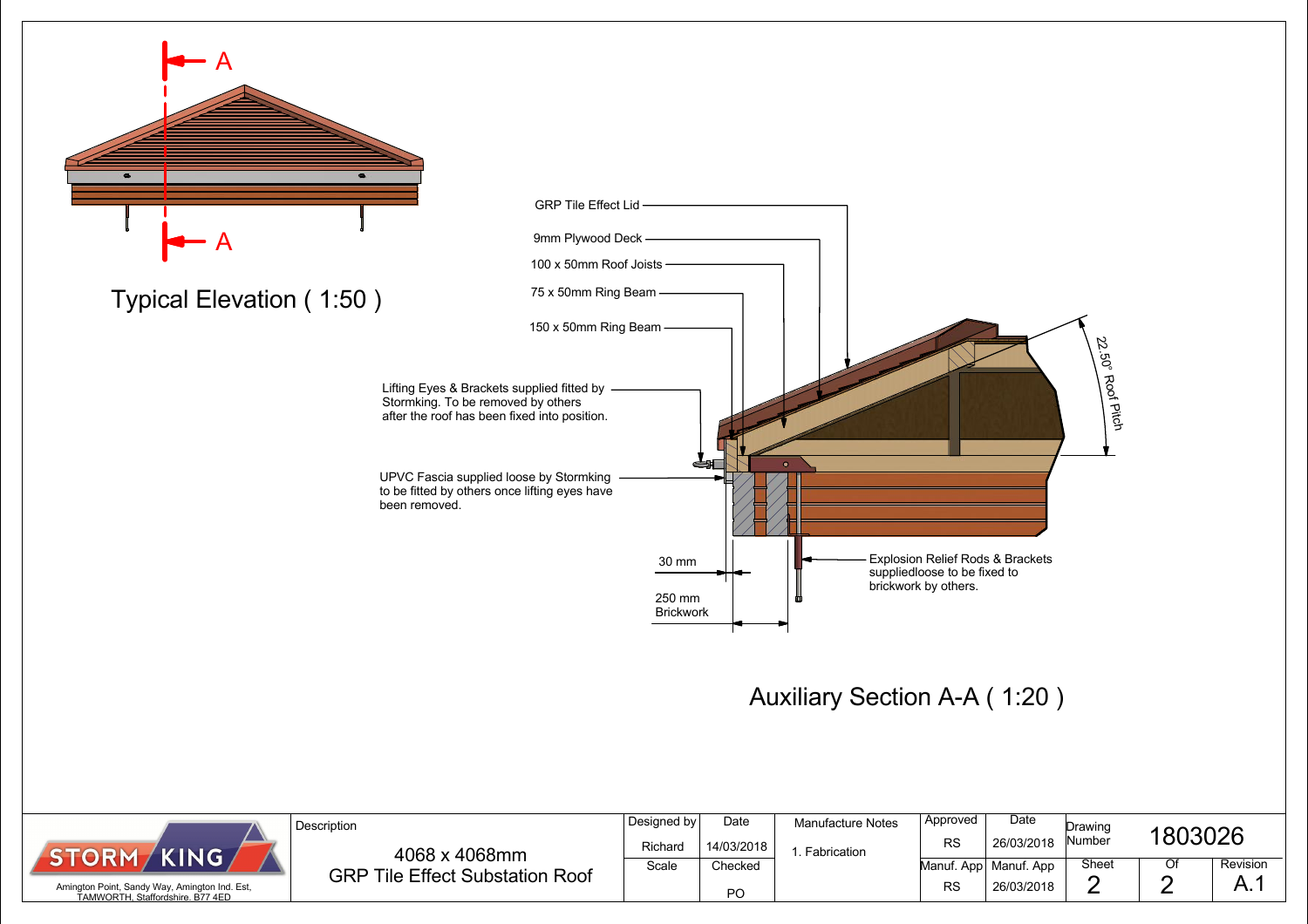A

A

## Typical Elevation ( 1:50 )

GRP Tile Effect Lid

9mm Plywood Deck

100 x 50mm Roof Joists

75 x 50mm Ring Beam

150 x 50mm Ring Beam

Lifting Eyes & Brackets supplied fitted by Stormking. To be removed by others after the roof has been fixed into position.

UPVC Fascia supplied loose by Stormking to be fitted by others once lifting eyes have been removed.

22.50° Roof Pitch

30 mm

250 mm Brickwork

Explosion Relief Rods & Brackets suppliedloose to be fixed to brickwork by others.

## Auxiliary Section A-A ( 1:20 )

| | | | | | | | | | | |
|---|---|---|---|---|---|---|---|---|---|---|
| STORM KING<br>Amington Point, Sandy Way, Amington Ind. Est, TAMWORTH, Staffordshire. B77 4ED | Description<br>4068 x 4068mm<br>GRP Tile Effect Substation Roof | Designed by | Date | Manufacture Notes | Approved | Date | Drawing Number | 1803026 | | |
| | | Richard | 14/03/2018 | 1. Fabrication | RS | 26/03/2018 | | | | |
| | | Scale | Checked | | Manuf. App | Manuf. App | Sheet | Of | Revision | |
| | | | PO | | RS | 26/03/2018 | 2 | 2 | A.1 | |